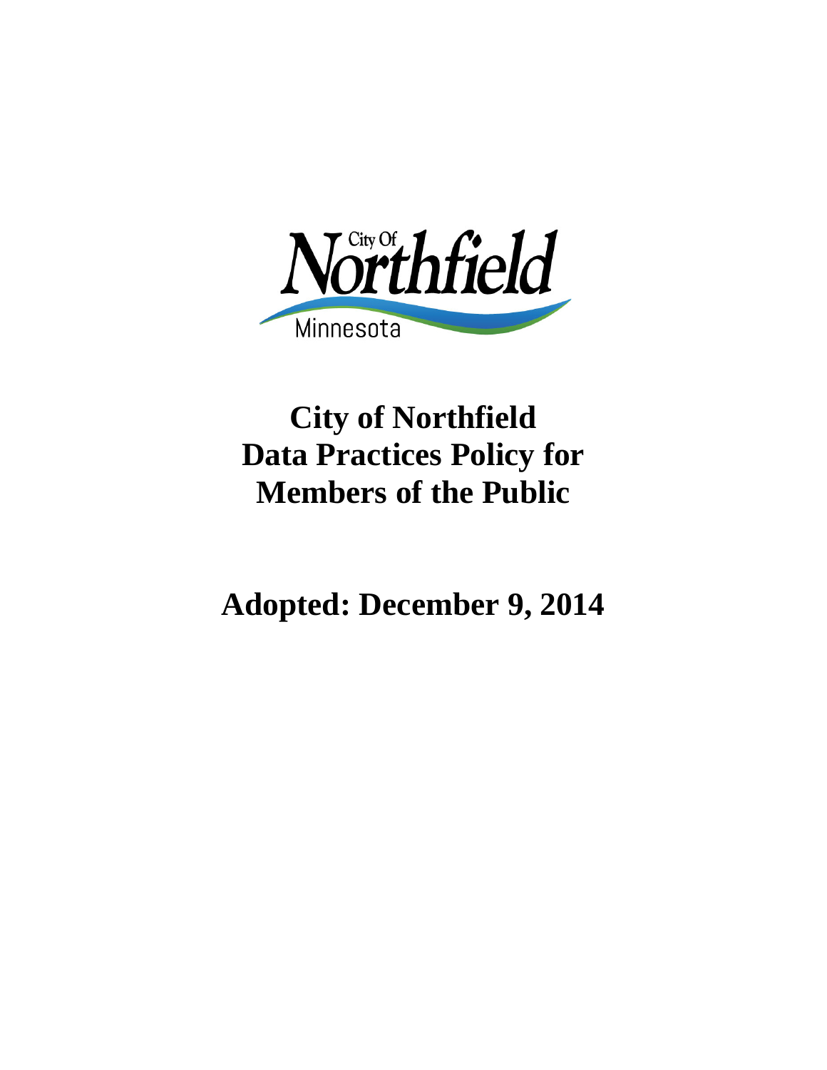# City of Northfield Data Practices Policy for Members of the Public

## Adopted: December 9, 2014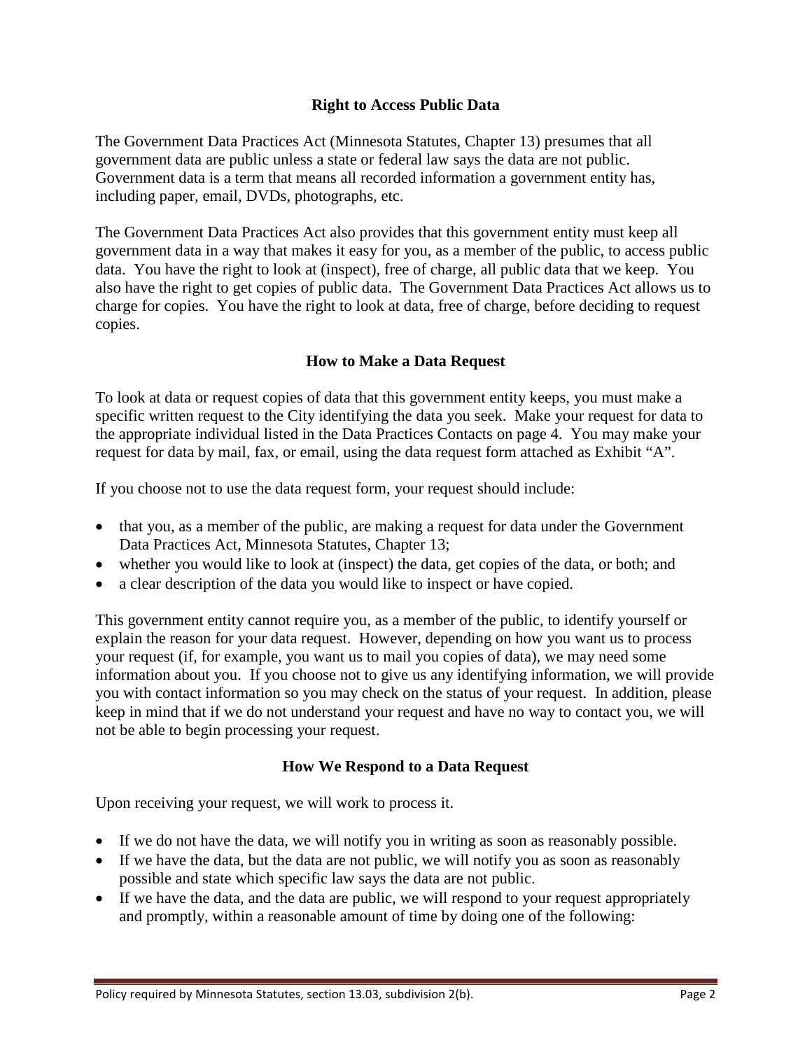## Right to Access Public Data

The Government Data Practices Act (Minnesota Statutes, Chapter 13) presumes that all government data are public unless a state or federal law says the data are not public. Government data is a term that means all recorded information a government entity has, including paper, email, DVDs, photographs, etc.

The Government Data Practices Act also provides that this government entity must keep all government data in a way that makes it easy for you, as a member of the public, to access public data. You have the right to look at (inspect), free of charge, all public data that we keep. You also have the right to get copies of public data. The Government Data Practices Act allows us to charge for copies. You have the right to look at data, free of charge, before deciding to request copies.

## How to Make a Data Request

To look at data or request copies of data that this government entity keeps, you must make a specific written request to the City identifying the data you seek. Make your request for data to the appropriate individual listed in the Data Practices Contacts on page 4. You may make your request for data by mail, fax, or email, using the data request form attached as Exhibit "A".

If you choose not to use the data request form, your request should include:

- that you, as a member of the public, are making a request for data under the Government Data Practices Act, Minnesota Statutes, Chapter 13;
- whether you would like to look at (inspect) the data, get copies of the data, or both; and
- a clear description of the data you would like to inspect or have copied.

This government entity cannot require you, as a member of the public, to identify yourself or explain the reason for your data request. However, depending on how you want us to process your request (if, for example, you want us to mail you copies of data), we may need some information about you. If you choose not to give us any identifying information, we will provide you with contact information so you may check on the status of your request. In addition, please keep in mind that if we do not understand your request and have no way to contact you, we will not be able to begin processing your request.

## How We Respond to a Data Request

Upon receiving your request, we will work to process it.

- If we do not have the data, we will notify you in writing as soon as reasonably possible.
- If we have the data, but the data are not public, we will notify you as soon as reasonably possible and state which specific law says the data are not public.
- If we have the data, and the data are public, we will respond to your request appropriately and promptly, within a reasonable amount of time by doing one of the following: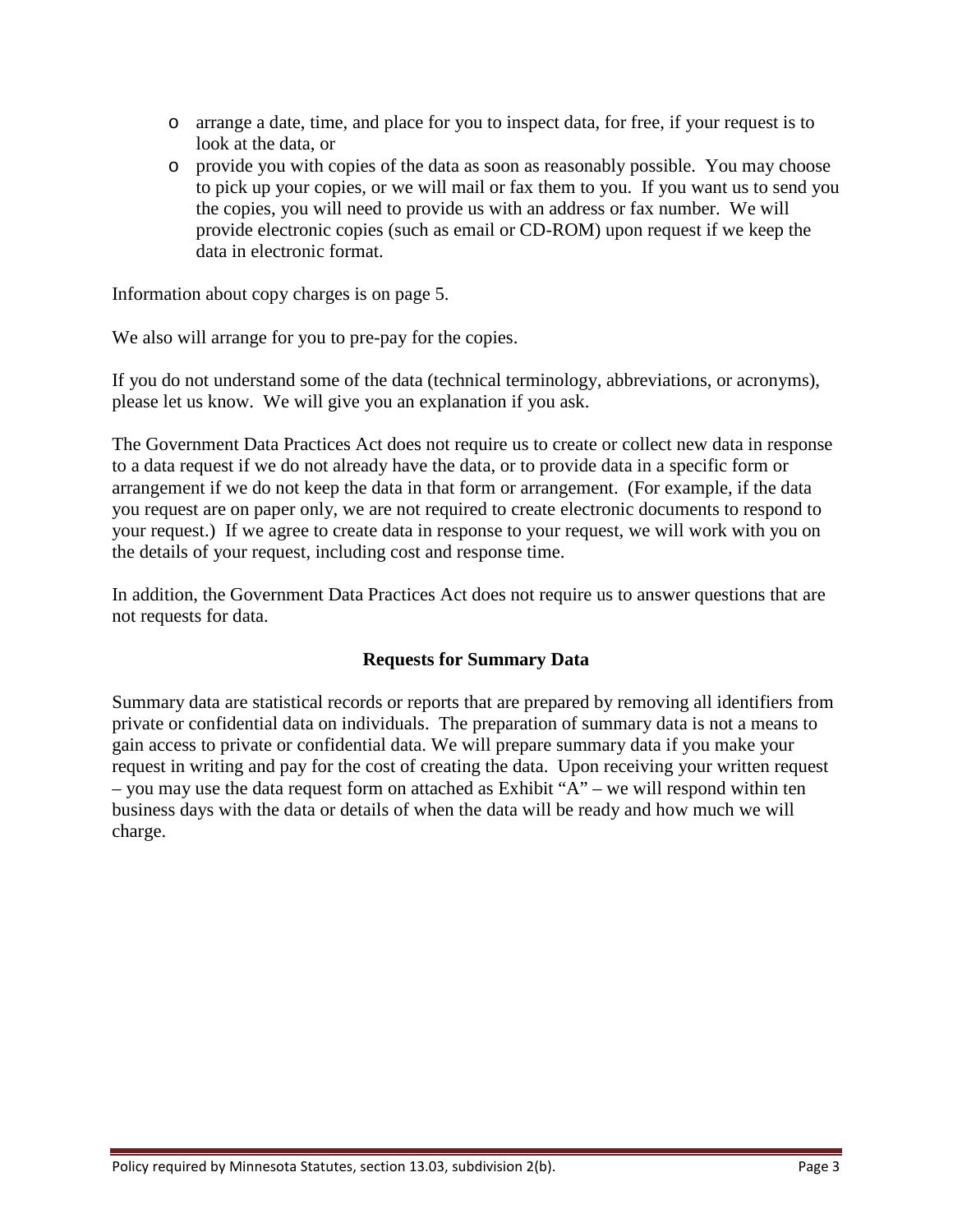- arrange a date, time, and place for you to inspect data, for free, if your request is to look at the data, or
- provide you with copies of the data as soon as reasonably possible. You may choose to pick up your copies, or we will mail or fax them to you. If you want us to send you the copies, you will need to provide us with an address or fax number. We will provide electronic copies (such as email or CD-ROM) upon request if we keep the data in electronic format.

Information about copy charges is on page 5.

We also will arrange for you to pre-pay for the copies.

If you do not understand some of the data (technical terminology, abbreviations, or acronyms), please let us know. We will give you an explanation if you ask.

The Government Data Practices Act does not require us to create or collect new data in response to a data request if we do not already have the data, or to provide data in a specific form or arrangement if we do not keep the data in that form or arrangement. (For example, if the data you request are on paper only, we are not required to create electronic documents to respond to your request.) If we agree to create data in response to your request, we will work with you on the details of your request, including cost and response time.

In addition, the Government Data Practices Act does not require us to answer questions that are not requests for data.

### Requests for Summary Data

Summary data are statistical records or reports that are prepared by removing all identifiers from private or confidential data on individuals. The preparation of summary data is not a means to gain access to private or confidential data. We will prepare summary data if you make your request in writing and pay for the cost of creating the data. Upon receiving your written request – you may use the data request form on attached as Exhibit "A" – we will respond within ten business days with the data or details of when the data will be ready and how much we will charge.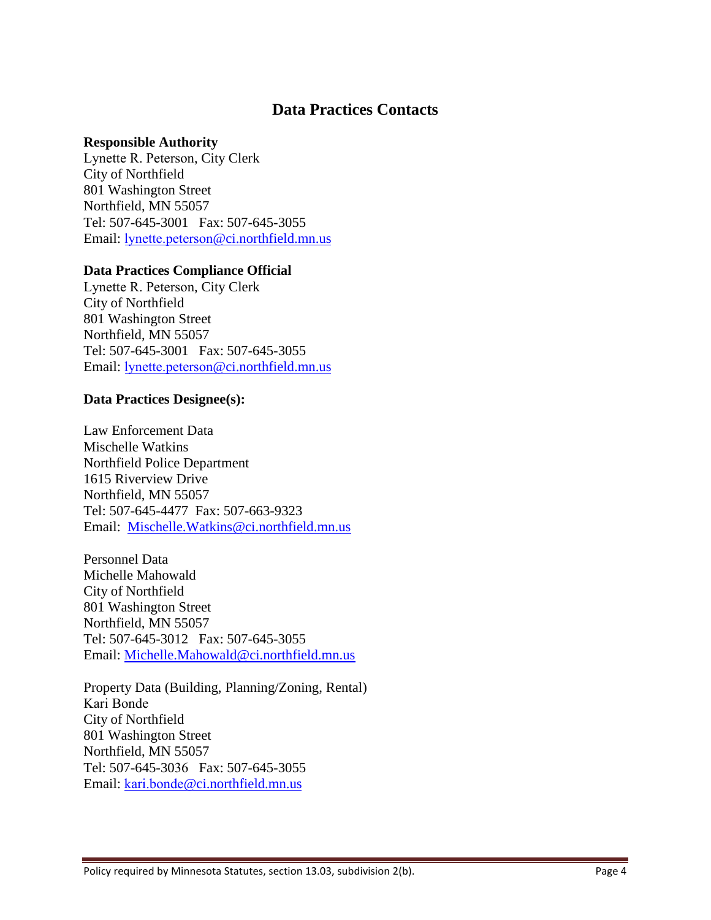## Data Practices Contacts

**Responsible Authority**
Lynette R. Peterson, City Clerk
City of Northfield
801 Washington Street
Northfield, MN 55057
Tel: 507-645-3001   Fax: 507-645-3055
Email: lynette.peterson@ci.northfield.mn.us

**Data Practices Compliance Official**
Lynette R. Peterson, City Clerk
City of Northfield
801 Washington Street
Northfield, MN 55057
Tel: 507-645-3001   Fax: 507-645-3055
Email: lynette.peterson@ci.northfield.mn.us

**Data Practices Designee(s):**

Law Enforcement Data
Mischelle Watkins
Northfield Police Department
1615 Riverview Drive
Northfield, MN 55057
Tel: 507-645-4477  Fax: 507-663-9323
Email: Mischelle.Watkins@ci.northfield.mn.us

Personnel Data
Michelle Mahowald
City of Northfield
801 Washington Street
Northfield, MN 55057
Tel: 507-645-3012   Fax: 507-645-3055
Email: Michelle.Mahowald@ci.northfield.mn.us

Property Data (Building, Planning/Zoning, Rental)
Kari Bonde
City of Northfield
801 Washington Street
Northfield, MN 55057
Tel: 507-645-3036   Fax: 507-645-3055
Email: kari.bonde@ci.northfield.mn.us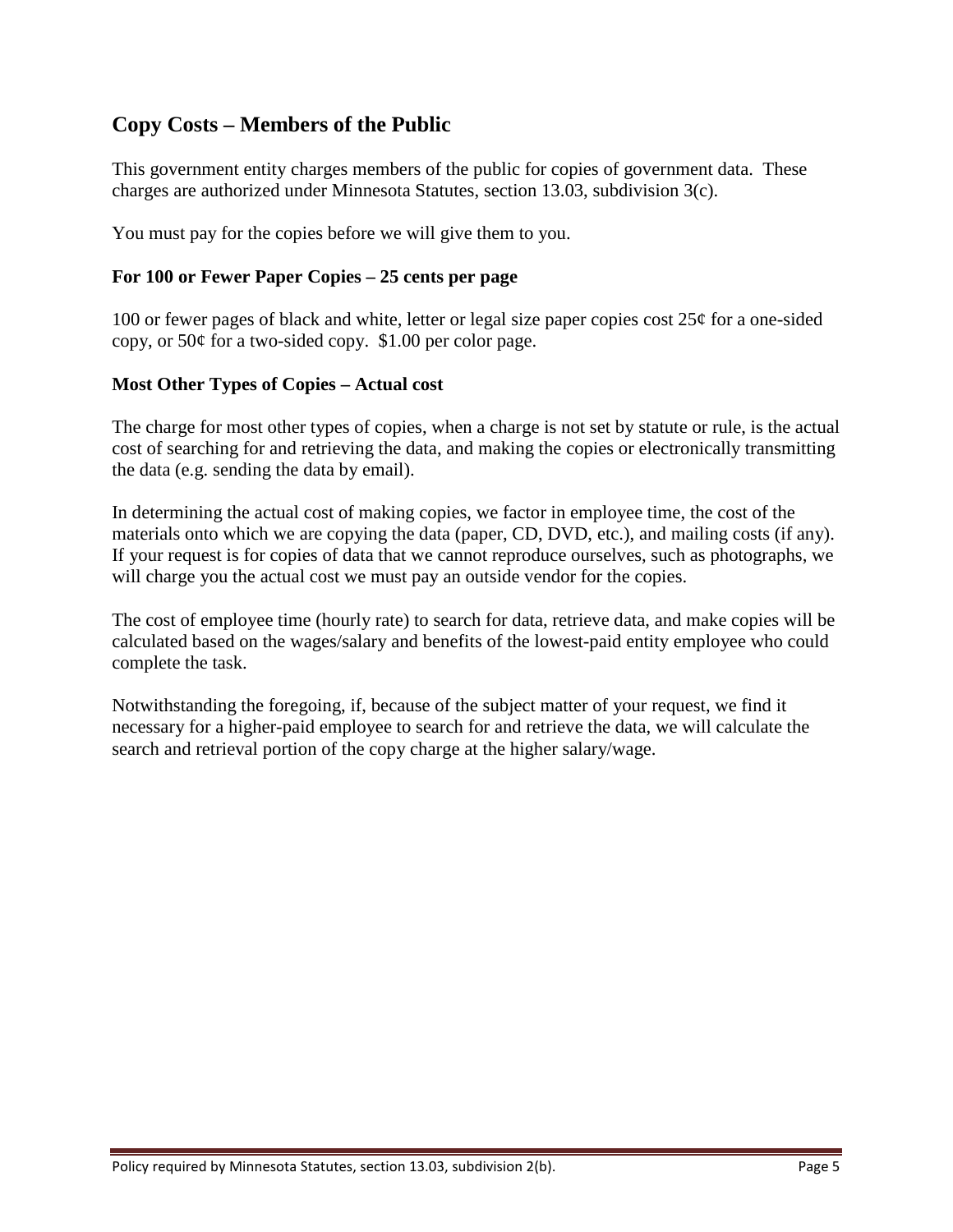## Copy Costs – Members of the Public

This government entity charges members of the public for copies of government data. These charges are authorized under Minnesota Statutes, section 13.03, subdivision 3(c).

You must pay for the copies before we will give them to you.

### For 100 or Fewer Paper Copies – 25 cents per page

100 or fewer pages of black and white, letter or legal size paper copies cost 25¢ for a one-sided copy, or 50¢ for a two-sided copy. $1.00 per color page.

### Most Other Types of Copies – Actual cost

The charge for most other types of copies, when a charge is not set by statute or rule, is the actual cost of searching for and retrieving the data, and making the copies or electronically transmitting the data (e.g. sending the data by email).

In determining the actual cost of making copies, we factor in employee time, the cost of the materials onto which we are copying the data (paper, CD, DVD, etc.), and mailing costs (if any). If your request is for copies of data that we cannot reproduce ourselves, such as photographs, we will charge you the actual cost we must pay an outside vendor for the copies.

The cost of employee time (hourly rate) to search for data, retrieve data, and make copies will be calculated based on the wages/salary and benefits of the lowest-paid entity employee who could complete the task.

Notwithstanding the foregoing, if, because of the subject matter of your request, we find it necessary for a higher-paid employee to search for and retrieve the data, we will calculate the search and retrieval portion of the copy charge at the higher salary/wage.